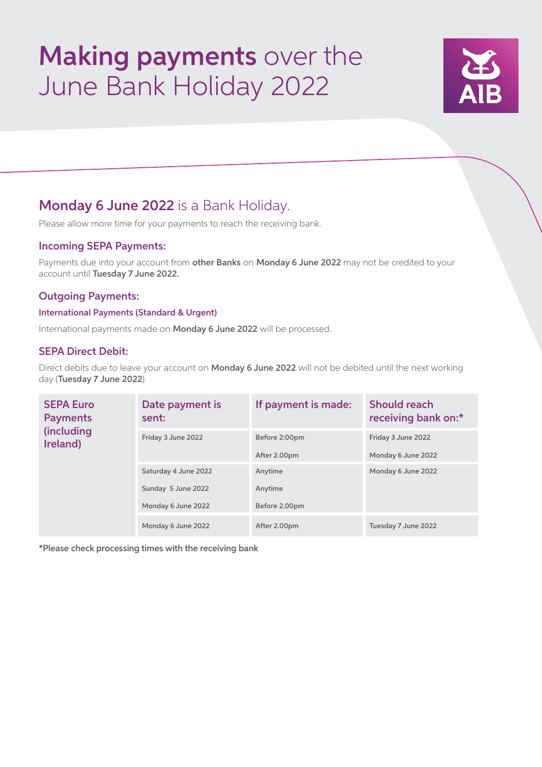# **Making payments** over the June Bank Holiday 2022

## **Monday 6 June 2022** is a Bank Holiday.

Please allow more time for your payments to reach the receiving bank.

### Incoming SEPA Payments:

Payments due into your account from **other Banks** on **Monday 6 June 2022** may not be credited to your account until **Tuesday 7 June 2022.**

### Outgoing Payments:

#### International Payments (Standard & Urgent)

International payments made on **Monday 6 June 2022** will be processed.

### SEPA Direct Debit:

Direct debits due to leave your account on **Monday 6 June 2022** will not be debited until the next working day (**Tuesday 7 June 2022**).

| SEPA Euro Payments (including Ireland) | Date payment is sent: | If payment is made: | Should reach receiving bank on:* |
|---|---|---|---|
| | Friday 3 June 2022 | Before 2:00pm | Friday 3 June 2022 |
| | | After 2.00pm | Monday 6 June 2022 |
| | Saturday 4 June 2022 | Anytime | Monday 6 June 2022 |
| | Sunday 5 June 2022 | Anytime | |
| | Monday 6 June 2022 | Before 2.00pm | |
| | Monday 6 June 2022 | After 2.00pm | Tuesday 7 June 2022 |

**\*Please check processing times with the receiving bank**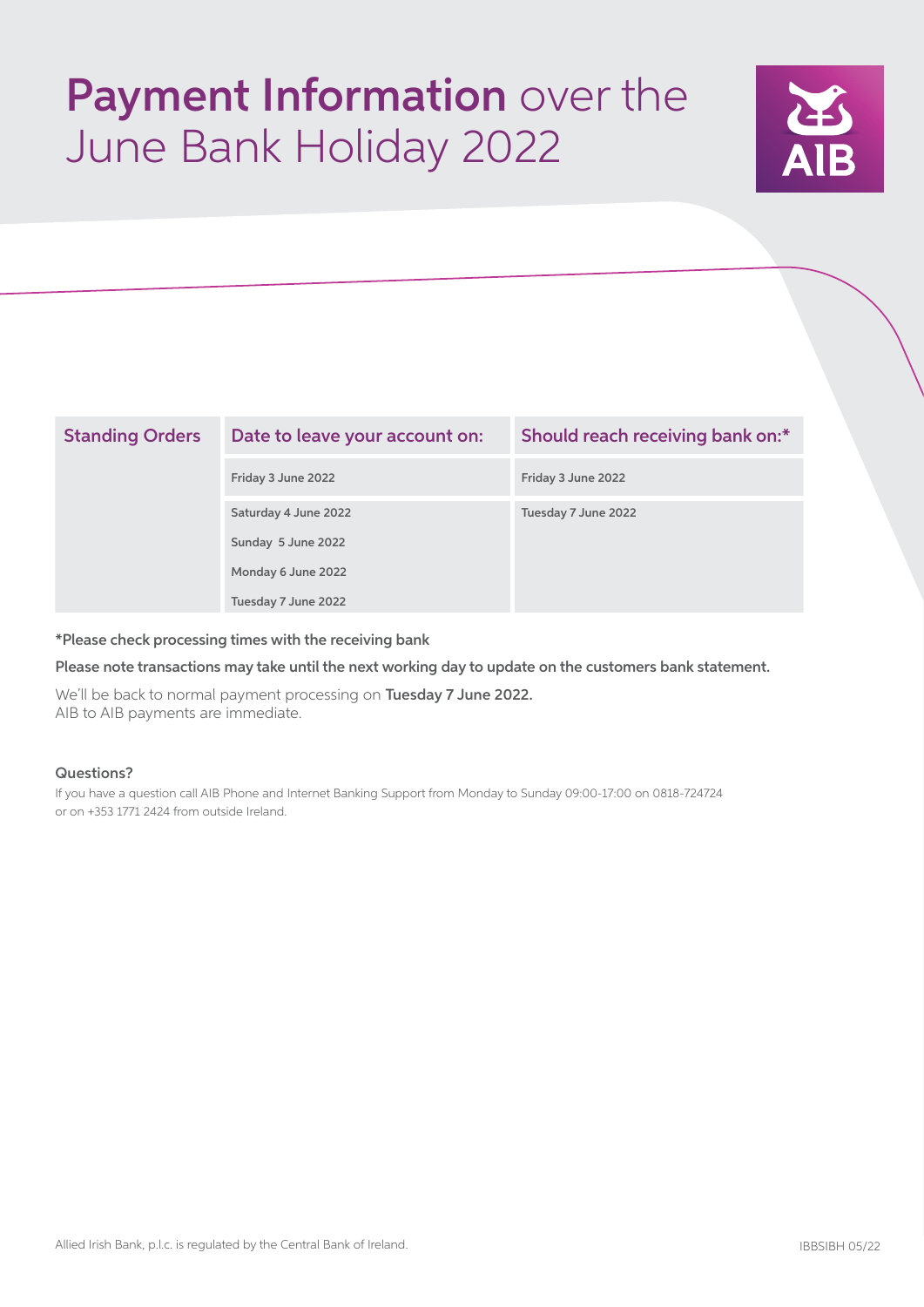# **Payment Information** over the June Bank Holiday 2022

| Standing Orders | Date to leave your account on: | Should reach receiving bank on:* |
|---|---|---|
| | Friday 3 June 2022 | Friday 3 June 2022 |
| | Saturday 4 June 2022 | Tuesday 7 June 2022 |
| | Sunday 5 June 2022 | |
| | Monday 6 June 2022 | |
| | Tuesday 7 June 2022 | |

*Please check processing times with the receiving bank

**Please note transactions may take until the next working day to update on the customers bank statement.**

We'll be back to normal payment processing on **Tuesday 7 June 2022.**
AIB to AIB payments are immediate.

### Questions?

If you have a question call AIB Phone and Internet Banking Support from Monday to Sunday 09:00-17:00 on 0818-724724 or on +353 1771 2424 from outside Ireland.

Allied Irish Bank, p.l.c. is regulated by the Central Bank of Ireland.

IBBSIBH 05/22